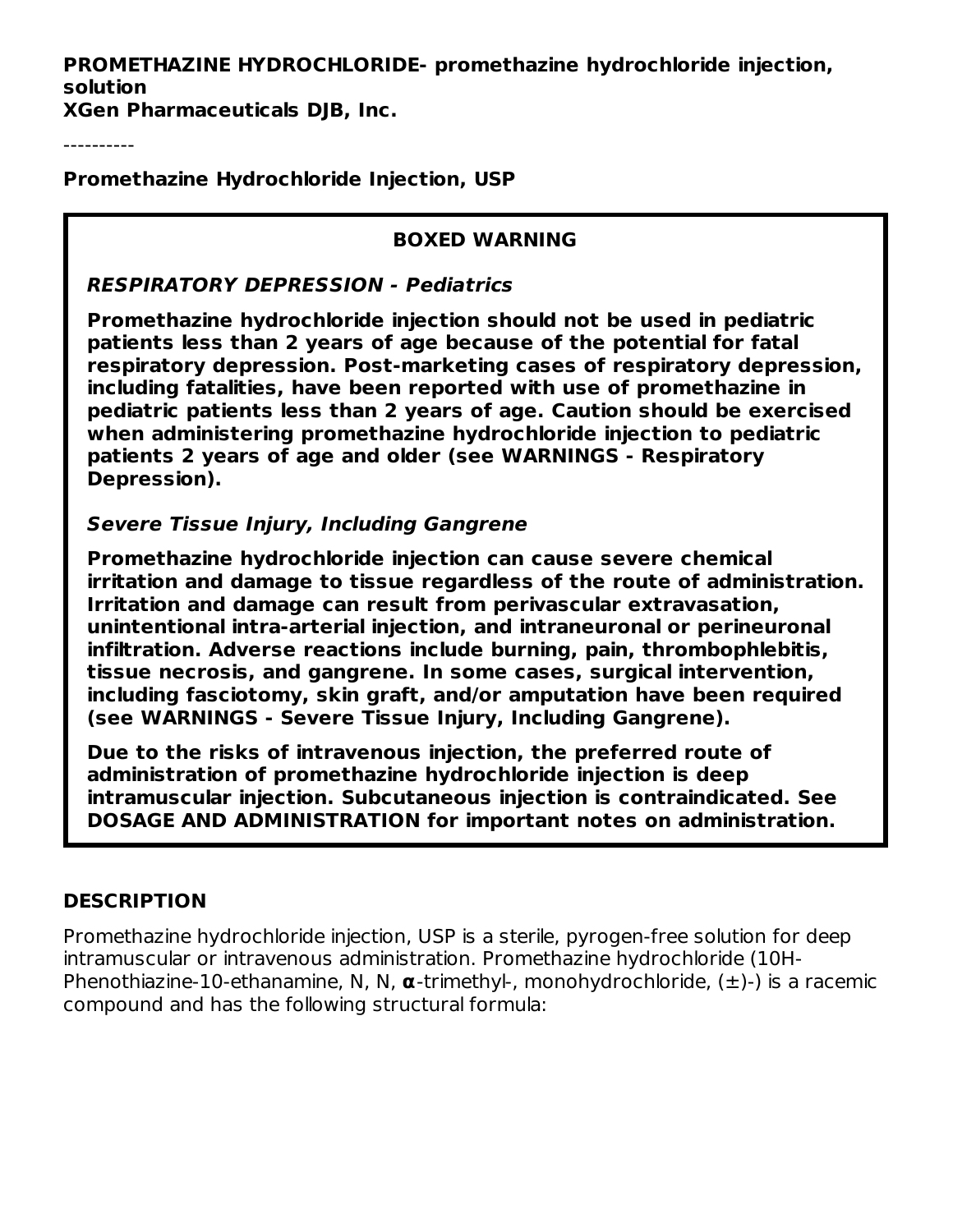**PROMETHAZINE HYDROCHLORIDE- promethazine hydrochloride injection, solution**
**XGen Pharmaceuticals DJB, Inc.**

----------

**Promethazine Hydrochloride Injection, USP**

### BOXED WARNING

***RESPIRATORY DEPRESSION - Pediatrics***

**Promethazine hydrochloride injection should not be used in pediatric patients less than 2 years of age because of the potential for fatal respiratory depression. Post-marketing cases of respiratory depression, including fatalities, have been reported with use of promethazine in pediatric patients less than 2 years of age. Caution should be exercised when administering promethazine hydrochloride injection to pediatric patients 2 years of age and older (see WARNINGS - Respiratory Depression).**

***Severe Tissue Injury, Including Gangrene***

**Promethazine hydrochloride injection can cause severe chemical irritation and damage to tissue regardless of the route of administration. Irritation and damage can result from perivascular extravasation, unintentional intra-arterial injection, and intraneuronal or perineuronal infiltration. Adverse reactions include burning, pain, thrombophlebitis, tissue necrosis, and gangrene. In some cases, surgical intervention, including fasciotomy, skin graft, and/or amputation have been required (see WARNINGS - Severe Tissue Injury, Including Gangrene).**

**Due to the risks of intravenous injection, the preferred route of administration of promethazine hydrochloride injection is deep intramuscular injection. Subcutaneous injection is contraindicated. See DOSAGE AND ADMINISTRATION for important notes on administration.**

## DESCRIPTION

Promethazine hydrochloride injection, USP is a sterile, pyrogen-free solution for deep intramuscular or intravenous administration. Promethazine hydrochloride (10H-Phenothiazine-10-ethanamine, N, N, **α**-trimethyl-, monohydrochloride, (±)-) is a racemic compound and has the following structural formula: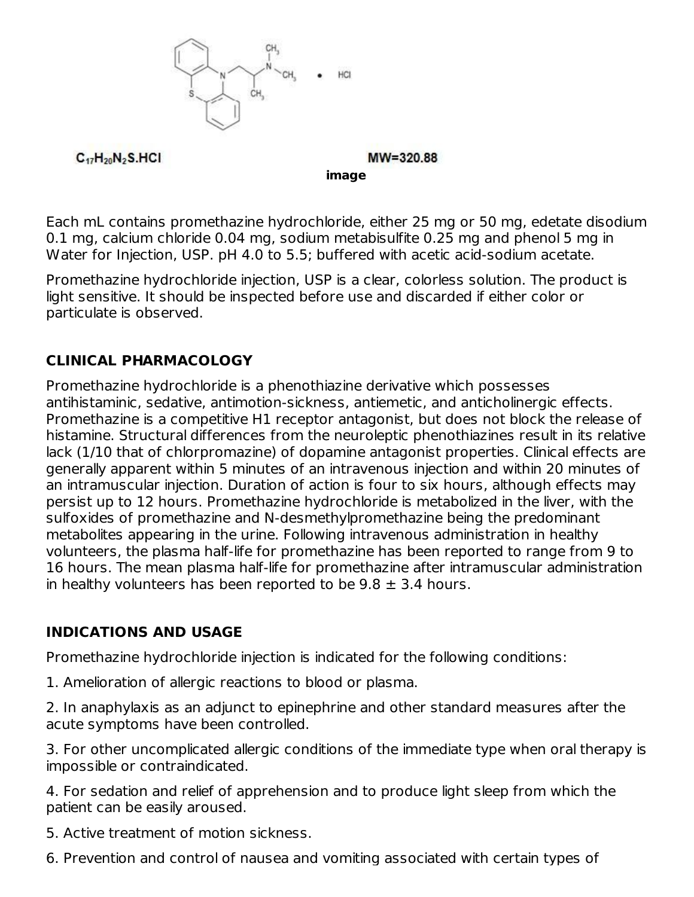$C_{17}H_{20}N_2S.HCl$ MW=320.88

image

Each mL contains promethazine hydrochloride, either 25 mg or 50 mg, edetate disodium 0.1 mg, calcium chloride 0.04 mg, sodium metabisulfite 0.25 mg and phenol 5 mg in Water for Injection, USP. pH 4.0 to 5.5; buffered with acetic acid-sodium acetate.

Promethazine hydrochloride injection, USP is a clear, colorless solution. The product is light sensitive. It should be inspected before use and discarded if either color or particulate is observed.

## CLINICAL PHARMACOLOGY

Promethazine hydrochloride is a phenothiazine derivative which possesses antihistaminic, sedative, antimotion-sickness, antiemetic, and anticholinergic effects. Promethazine is a competitive H1 receptor antagonist, but does not block the release of histamine. Structural differences from the neuroleptic phenothiazines result in its relative lack (1/10 that of chlorpromazine) of dopamine antagonist properties. Clinical effects are generally apparent within 5 minutes of an intravenous injection and within 20 minutes of an intramuscular injection. Duration of action is four to six hours, although effects may persist up to 12 hours. Promethazine hydrochloride is metabolized in the liver, with the sulfoxides of promethazine and N-desmethylpromethazine being the predominant metabolites appearing in the urine. Following intravenous administration in healthy volunteers, the plasma half-life for promethazine has been reported to range from 9 to 16 hours. The mean plasma half-life for promethazine after intramuscular administration in healthy volunteers has been reported to be 9.8 ± 3.4 hours.

## INDICATIONS AND USAGE

Promethazine hydrochloride injection is indicated for the following conditions:

1. Amelioration of allergic reactions to blood or plasma.

2. In anaphylaxis as an adjunct to epinephrine and other standard measures after the acute symptoms have been controlled.

3. For other uncomplicated allergic conditions of the immediate type when oral therapy is impossible or contraindicated.

4. For sedation and relief of apprehension and to produce light sleep from which the patient can be easily aroused.

5. Active treatment of motion sickness.

6. Prevention and control of nausea and vomiting associated with certain types of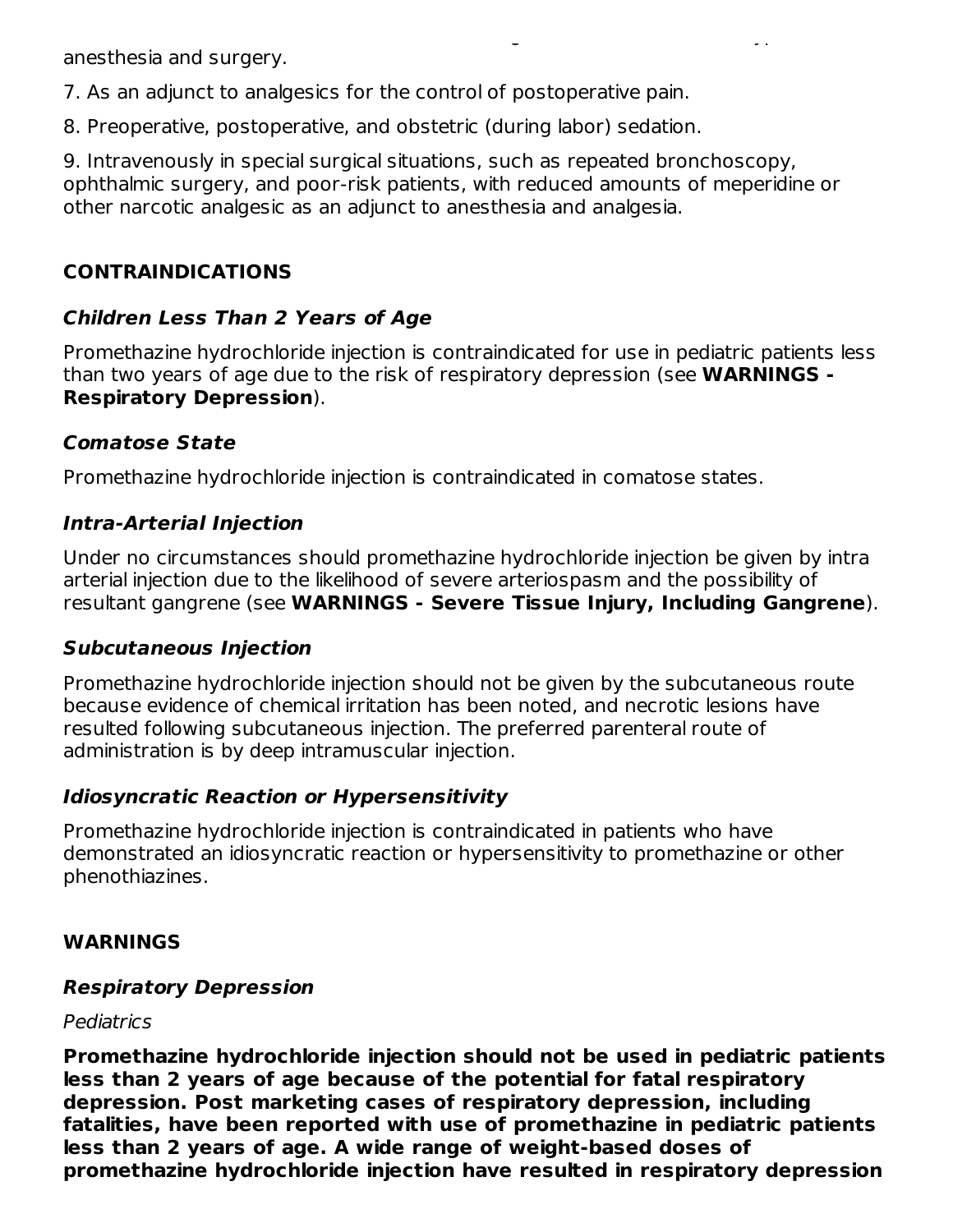anesthesia and surgery.

7. As an adjunct to analgesics for the control of postoperative pain.

8. Preoperative, postoperative, and obstetric (during labor) sedation.

9. Intravenously in special surgical situations, such as repeated bronchoscopy, ophthalmic surgery, and poor-risk patients, with reduced amounts of meperidine or other narcotic analgesic as an adjunct to anesthesia and analgesia.

## CONTRAINDICATIONS

### *Children Less Than 2 Years of Age*

Promethazine hydrochloride injection is contraindicated for use in pediatric patients less than two years of age due to the risk of respiratory depression (see **WARNINGS - Respiratory Depression**).

### *Comatose State*

Promethazine hydrochloride injection is contraindicated in comatose states.

### *Intra-Arterial Injection*

Under no circumstances should promethazine hydrochloride injection be given by intra arterial injection due to the likelihood of severe arteriospasm and the possibility of resultant gangrene (see **WARNINGS - Severe Tissue Injury, Including Gangrene**).

### *Subcutaneous Injection*

Promethazine hydrochloride injection should not be given by the subcutaneous route because evidence of chemical irritation has been noted, and necrotic lesions have resulted following subcutaneous injection. The preferred parenteral route of administration is by deep intramuscular injection.

### *Idiosyncratic Reaction or Hypersensitivity*

Promethazine hydrochloride injection is contraindicated in patients who have demonstrated an idiosyncratic reaction or hypersensitivity to promethazine or other phenothiazines.

## WARNINGS

### *Respiratory Depression*

*Pediatrics*

**Promethazine hydrochloride injection should not be used in pediatric patients less than 2 years of age because of the potential for fatal respiratory depression. Post marketing cases of respiratory depression, including fatalities, have been reported with use of promethazine in pediatric patients less than 2 years of age. A wide range of weight-based doses of promethazine hydrochloride injection have resulted in respiratory depression**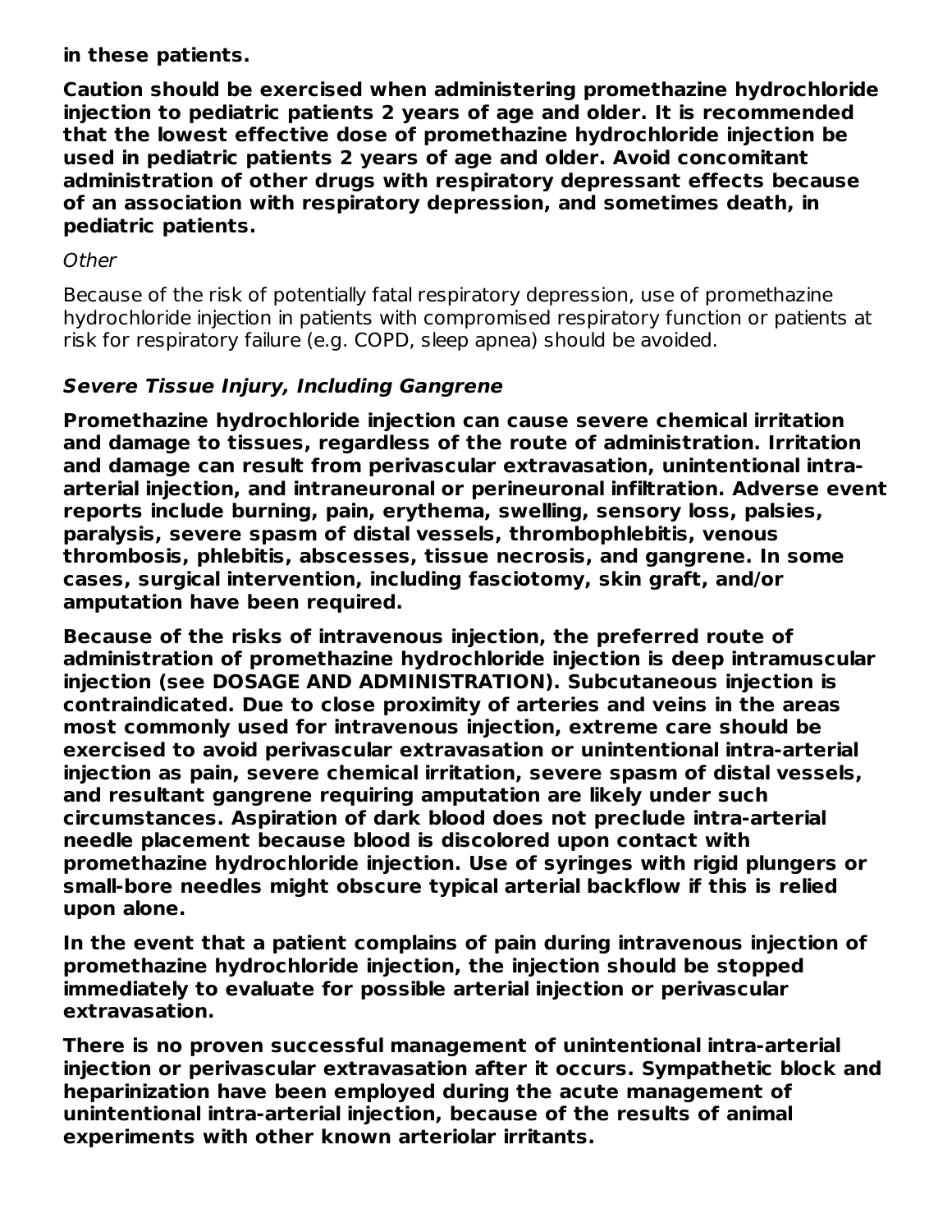**in these patients.**

**Caution should be exercised when administering promethazine hydrochloride injection to pediatric patients 2 years of age and older. It is recommended that the lowest effective dose of promethazine hydrochloride injection be used in pediatric patients 2 years of age and older. Avoid concomitant administration of other drugs with respiratory depressant effects because of an association with respiratory depression, and sometimes death, in pediatric patients.**

*Other*

Because of the risk of potentially fatal respiratory depression, use of promethazine hydrochloride injection in patients with compromised respiratory function or patients at risk for respiratory failure (e.g. COPD, sleep apnea) should be avoided.

### ***Severe Tissue Injury, Including Gangrene***

**Promethazine hydrochloride injection can cause severe chemical irritation and damage to tissues, regardless of the route of administration. Irritation and damage can result from perivascular extravasation, unintentional intra-arterial injection, and intraneuronal or perineuronal infiltration. Adverse event reports include burning, pain, erythema, swelling, sensory loss, palsies, paralysis, severe spasm of distal vessels, thrombophlebitis, venous thrombosis, phlebitis, abscesses, tissue necrosis, and gangrene. In some cases, surgical intervention, including fasciotomy, skin graft, and/or amputation have been required.**

**Because of the risks of intravenous injection, the preferred route of administration of promethazine hydrochloride injection is deep intramuscular injection (see DOSAGE AND ADMINISTRATION). Subcutaneous injection is contraindicated. Due to close proximity of arteries and veins in the areas most commonly used for intravenous injection, extreme care should be exercised to avoid perivascular extravasation or unintentional intra-arterial injection as pain, severe chemical irritation, severe spasm of distal vessels, and resultant gangrene requiring amputation are likely under such circumstances. Aspiration of dark blood does not preclude intra-arterial needle placement because blood is discolored upon contact with promethazine hydrochloride injection. Use of syringes with rigid plungers or small-bore needles might obscure typical arterial backflow if this is relied upon alone.**

**In the event that a patient complains of pain during intravenous injection of promethazine hydrochloride injection, the injection should be stopped immediately to evaluate for possible arterial injection or perivascular extravasation.**

**There is no proven successful management of unintentional intra-arterial injection or perivascular extravasation after it occurs. Sympathetic block and heparinization have been employed during the acute management of unintentional intra-arterial injection, because of the results of animal experiments with other known arteriolar irritants.**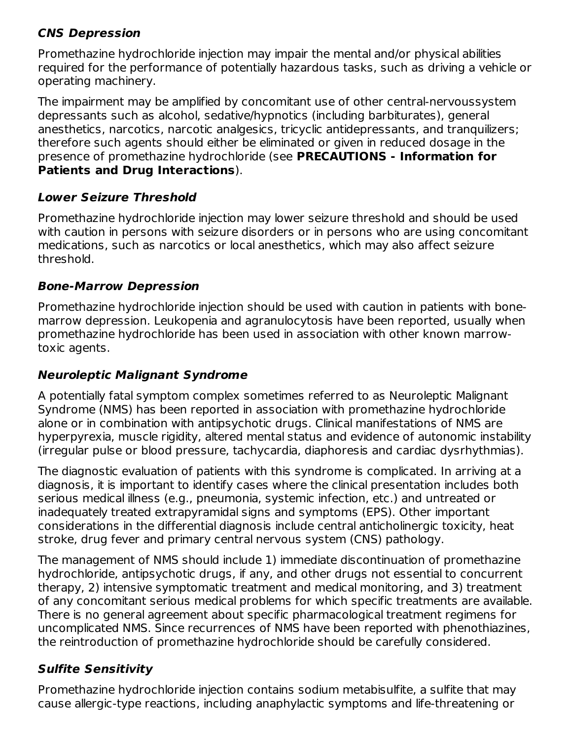### *CNS Depression*

Promethazine hydrochloride injection may impair the mental and/or physical abilities required for the performance of potentially hazardous tasks, such as driving a vehicle or operating machinery.

The impairment may be amplified by concomitant use of other central-nervoussystem depressants such as alcohol, sedative/hypnotics (including barbiturates), general anesthetics, narcotics, narcotic analgesics, tricyclic antidepressants, and tranquilizers; therefore such agents should either be eliminated or given in reduced dosage in the presence of promethazine hydrochloride (see **PRECAUTIONS - Information for Patients and Drug Interactions**).

### *Lower Seizure Threshold*

Promethazine hydrochloride injection may lower seizure threshold and should be used with caution in persons with seizure disorders or in persons who are using concomitant medications, such as narcotics or local anesthetics, which may also affect seizure threshold.

### *Bone-Marrow Depression*

Promethazine hydrochloride injection should be used with caution in patients with bone-marrow depression. Leukopenia and agranulocytosis have been reported, usually when promethazine hydrochloride has been used in association with other known marrow-toxic agents.

### *Neuroleptic Malignant Syndrome*

A potentially fatal symptom complex sometimes referred to as Neuroleptic Malignant Syndrome (NMS) has been reported in association with promethazine hydrochloride alone or in combination with antipsychotic drugs. Clinical manifestations of NMS are hyperpyrexia, muscle rigidity, altered mental status and evidence of autonomic instability (irregular pulse or blood pressure, tachycardia, diaphoresis and cardiac dysrhythmias).

The diagnostic evaluation of patients with this syndrome is complicated. In arriving at a diagnosis, it is important to identify cases where the clinical presentation includes both serious medical illness (e.g., pneumonia, systemic infection, etc.) and untreated or inadequately treated extrapyramidal signs and symptoms (EPS). Other important considerations in the differential diagnosis include central anticholinergic toxicity, heat stroke, drug fever and primary central nervous system (CNS) pathology.

The management of NMS should include 1) immediate discontinuation of promethazine hydrochloride, antipsychotic drugs, if any, and other drugs not essential to concurrent therapy, 2) intensive symptomatic treatment and medical monitoring, and 3) treatment of any concomitant serious medical problems for which specific treatments are available. There is no general agreement about specific pharmacological treatment regimens for uncomplicated NMS. Since recurrences of NMS have been reported with phenothiazines, the reintroduction of promethazine hydrochloride should be carefully considered.

### *Sulfite Sensitivity*

Promethazine hydrochloride injection contains sodium metabisulfite, a sulfite that may cause allergic-type reactions, including anaphylactic symptoms and life-threatening or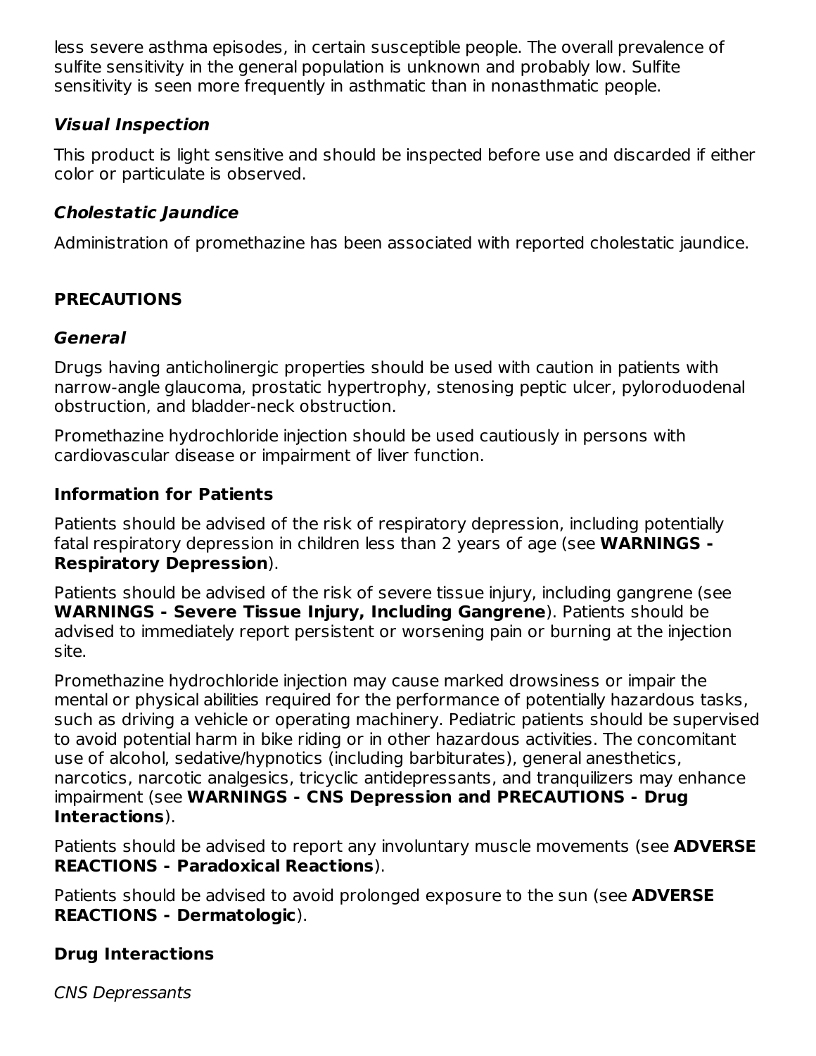less severe asthma episodes, in certain susceptible people. The overall prevalence of sulfite sensitivity in the general population is unknown and probably low. Sulfite sensitivity is seen more frequently in asthmatic than in nonasthmatic people.

### *Visual Inspection*

This product is light sensitive and should be inspected before use and discarded if either color or particulate is observed.

### *Cholestatic Jaundice*

Administration of promethazine has been associated with reported cholestatic jaundice.

## PRECAUTIONS

### *General*

Drugs having anticholinergic properties should be used with caution in patients with narrow-angle glaucoma, prostatic hypertrophy, stenosing peptic ulcer, pyloroduodenal obstruction, and bladder-neck obstruction.

Promethazine hydrochloride injection should be used cautiously in persons with cardiovascular disease or impairment of liver function.

### Information for Patients

Patients should be advised of the risk of respiratory depression, including potentially fatal respiratory depression in children less than 2 years of age (see **WARNINGS - Respiratory Depression**).

Patients should be advised of the risk of severe tissue injury, including gangrene (see **WARNINGS - Severe Tissue Injury, Including Gangrene**). Patients should be advised to immediately report persistent or worsening pain or burning at the injection site.

Promethazine hydrochloride injection may cause marked drowsiness or impair the mental or physical abilities required for the performance of potentially hazardous tasks, such as driving a vehicle or operating machinery. Pediatric patients should be supervised to avoid potential harm in bike riding or in other hazardous activities. The concomitant use of alcohol, sedative/hypnotics (including barbiturates), general anesthetics, narcotics, narcotic analgesics, tricyclic antidepressants, and tranquilizers may enhance impairment (see **WARNINGS - CNS Depression and PRECAUTIONS - Drug Interactions**).

Patients should be advised to report any involuntary muscle movements (see **ADVERSE REACTIONS - Paradoxical Reactions**).

Patients should be advised to avoid prolonged exposure to the sun (see **ADVERSE REACTIONS - Dermatologic**).

### Drug Interactions

*CNS Depressants*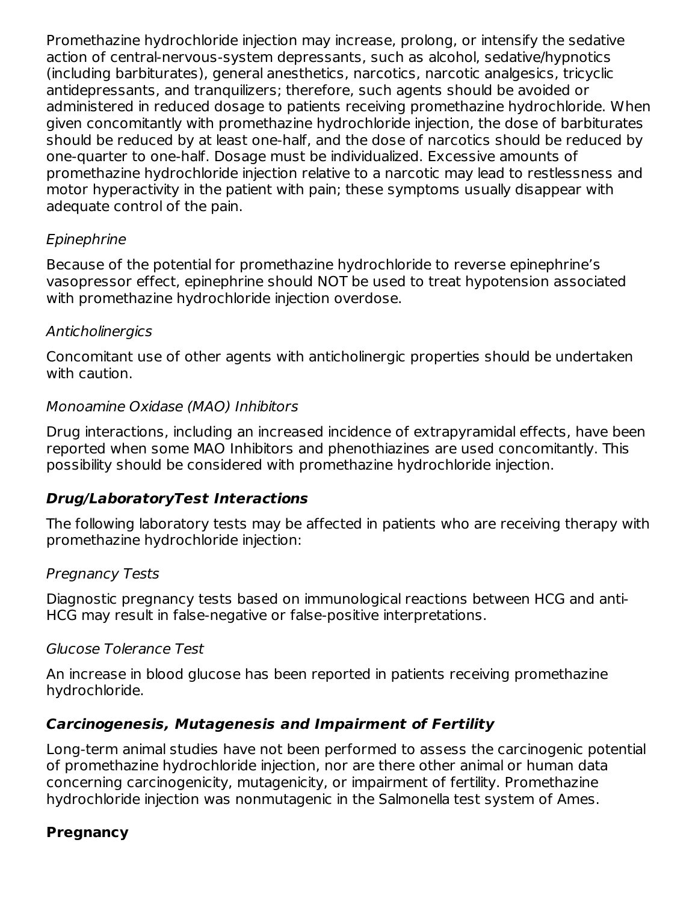Promethazine hydrochloride injection may increase, prolong, or intensify the sedative action of central-nervous-system depressants, such as alcohol, sedative/hypnotics (including barbiturates), general anesthetics, narcotics, narcotic analgesics, tricyclic antidepressants, and tranquilizers; therefore, such agents should be avoided or administered in reduced dosage to patients receiving promethazine hydrochloride. When given concomitantly with promethazine hydrochloride injection, the dose of barbiturates should be reduced by at least one-half, and the dose of narcotics should be reduced by one-quarter to one-half. Dosage must be individualized. Excessive amounts of promethazine hydrochloride injection relative to a narcotic may lead to restlessness and motor hyperactivity in the patient with pain; these symptoms usually disappear with adequate control of the pain.

*Epinephrine*

Because of the potential for promethazine hydrochloride to reverse epinephrine's vasopressor effect, epinephrine should NOT be used to treat hypotension associated with promethazine hydrochloride injection overdose.

*Anticholinergics*

Concomitant use of other agents with anticholinergic properties should be undertaken with caution.

*Monoamine Oxidase (MAO) Inhibitors*

Drug interactions, including an increased incidence of extrapyramidal effects, have been reported when some MAO Inhibitors and phenothiazines are used concomitantly. This possibility should be considered with promethazine hydrochloride injection.

### *Drug/LaboratoryTest Interactions*

The following laboratory tests may be affected in patients who are receiving therapy with promethazine hydrochloride injection:

*Pregnancy Tests*

Diagnostic pregnancy tests based on immunological reactions between HCG and anti-HCG may result in false-negative or false-positive interpretations.

*Glucose Tolerance Test*

An increase in blood glucose has been reported in patients receiving promethazine hydrochloride.

### *Carcinogenesis, Mutagenesis and Impairment of Fertility*

Long-term animal studies have not been performed to assess the carcinogenic potential of promethazine hydrochloride injection, nor are there other animal or human data concerning carcinogenicity, mutagenicity, or impairment of fertility. Promethazine hydrochloride injection was nonmutagenic in the Salmonella test system of Ames.

### Pregnancy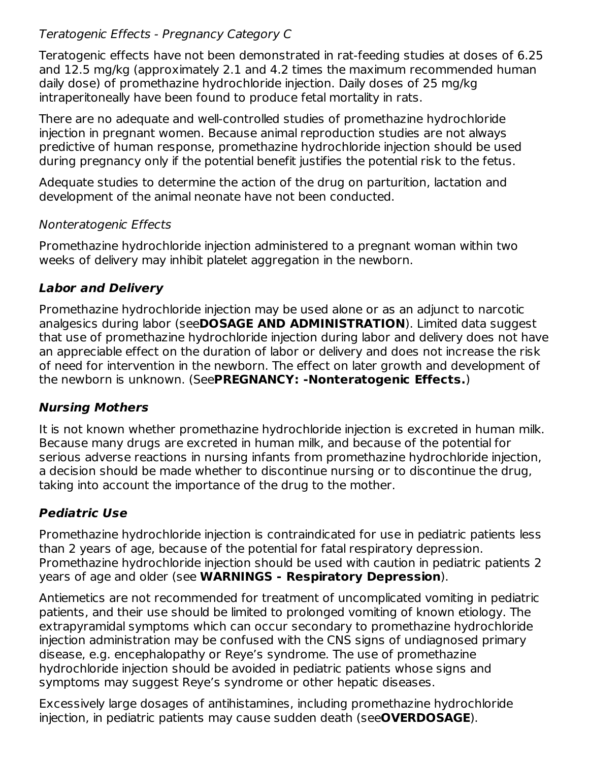*Teratogenic Effects - Pregnancy Category C*

Teratogenic effects have not been demonstrated in rat-feeding studies at doses of 6.25 and 12.5 mg/kg (approximately 2.1 and 4.2 times the maximum recommended human daily dose) of promethazine hydrochloride injection. Daily doses of 25 mg/kg intraperitoneally have been found to produce fetal mortality in rats.

There are no adequate and well-controlled studies of promethazine hydrochloride injection in pregnant women. Because animal reproduction studies are not always predictive of human response, promethazine hydrochloride injection should be used during pregnancy only if the potential benefit justifies the potential risk to the fetus.

Adequate studies to determine the action of the drug on parturition, lactation and development of the animal neonate have not been conducted.

*Nonteratogenic Effects*

Promethazine hydrochloride injection administered to a pregnant woman within two weeks of delivery may inhibit platelet aggregation in the newborn.

### *Labor and Delivery*

Promethazine hydrochloride injection may be used alone or as an adjunct to narcotic analgesics during labor (see**DOSAGE AND ADMINISTRATION**). Limited data suggest that use of promethazine hydrochloride injection during labor and delivery does not have an appreciable effect on the duration of labor or delivery and does not increase the risk of need for intervention in the newborn. The effect on later growth and development of the newborn is unknown. (See**PREGNANCY: -Nonteratogenic Effects.**)

### *Nursing Mothers*

It is not known whether promethazine hydrochloride injection is excreted in human milk. Because many drugs are excreted in human milk, and because of the potential for serious adverse reactions in nursing infants from promethazine hydrochloride injection, a decision should be made whether to discontinue nursing or to discontinue the drug, taking into account the importance of the drug to the mother.

### *Pediatric Use*

Promethazine hydrochloride injection is contraindicated for use in pediatric patients less than 2 years of age, because of the potential for fatal respiratory depression. Promethazine hydrochloride injection should be used with caution in pediatric patients 2 years of age and older (see **WARNINGS - Respiratory Depression**).

Antiemetics are not recommended for treatment of uncomplicated vomiting in pediatric patients, and their use should be limited to prolonged vomiting of known etiology. The extrapyramidal symptoms which can occur secondary to promethazine hydrochloride injection administration may be confused with the CNS signs of undiagnosed primary disease, e.g. encephalopathy or Reye's syndrome. The use of promethazine hydrochloride injection should be avoided in pediatric patients whose signs and symptoms may suggest Reye's syndrome or other hepatic diseases.

Excessively large dosages of antihistamines, including promethazine hydrochloride injection, in pediatric patients may cause sudden death (see**OVERDOSAGE**).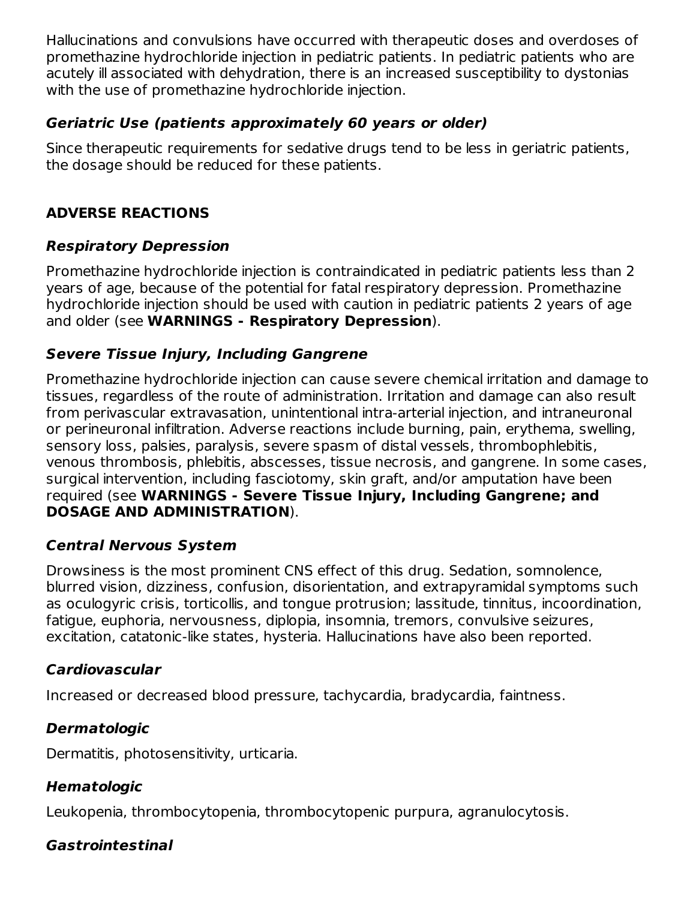Hallucinations and convulsions have occurred with therapeutic doses and overdoses of promethazine hydrochloride injection in pediatric patients. In pediatric patients who are acutely ill associated with dehydration, there is an increased susceptibility to dystonias with the use of promethazine hydrochloride injection.

### *Geriatric Use (patients approximately 60 years or older)*

Since therapeutic requirements for sedative drugs tend to be less in geriatric patients, the dosage should be reduced for these patients.

## ADVERSE REACTIONS

### *Respiratory Depression*

Promethazine hydrochloride injection is contraindicated in pediatric patients less than 2 years of age, because of the potential for fatal respiratory depression. Promethazine hydrochloride injection should be used with caution in pediatric patients 2 years of age and older (see **WARNINGS - Respiratory Depression**).

### *Severe Tissue Injury, Including Gangrene*

Promethazine hydrochloride injection can cause severe chemical irritation and damage to tissues, regardless of the route of administration. Irritation and damage can also result from perivascular extravasation, unintentional intra-arterial injection, and intraneuronal or perineuronal infiltration. Adverse reactions include burning, pain, erythema, swelling, sensory loss, palsies, paralysis, severe spasm of distal vessels, thrombophlebitis, venous thrombosis, phlebitis, abscesses, tissue necrosis, and gangrene. In some cases, surgical intervention, including fasciotomy, skin graft, and/or amputation have been required (see **WARNINGS - Severe Tissue Injury, Including Gangrene; and DOSAGE AND ADMINISTRATION**).

### *Central Nervous System*

Drowsiness is the most prominent CNS effect of this drug. Sedation, somnolence, blurred vision, dizziness, confusion, disorientation, and extrapyramidal symptoms such as oculogyric crisis, torticollis, and tongue protrusion; lassitude, tinnitus, incoordination, fatigue, euphoria, nervousness, diplopia, insomnia, tremors, convulsive seizures, excitation, catatonic-like states, hysteria. Hallucinations have also been reported.

### *Cardiovascular*

Increased or decreased blood pressure, tachycardia, bradycardia, faintness.

### *Dermatologic*

Dermatitis, photosensitivity, urticaria.

### *Hematologic*

Leukopenia, thrombocytopenia, thrombocytopenic purpura, agranulocytosis.

### *Gastrointestinal*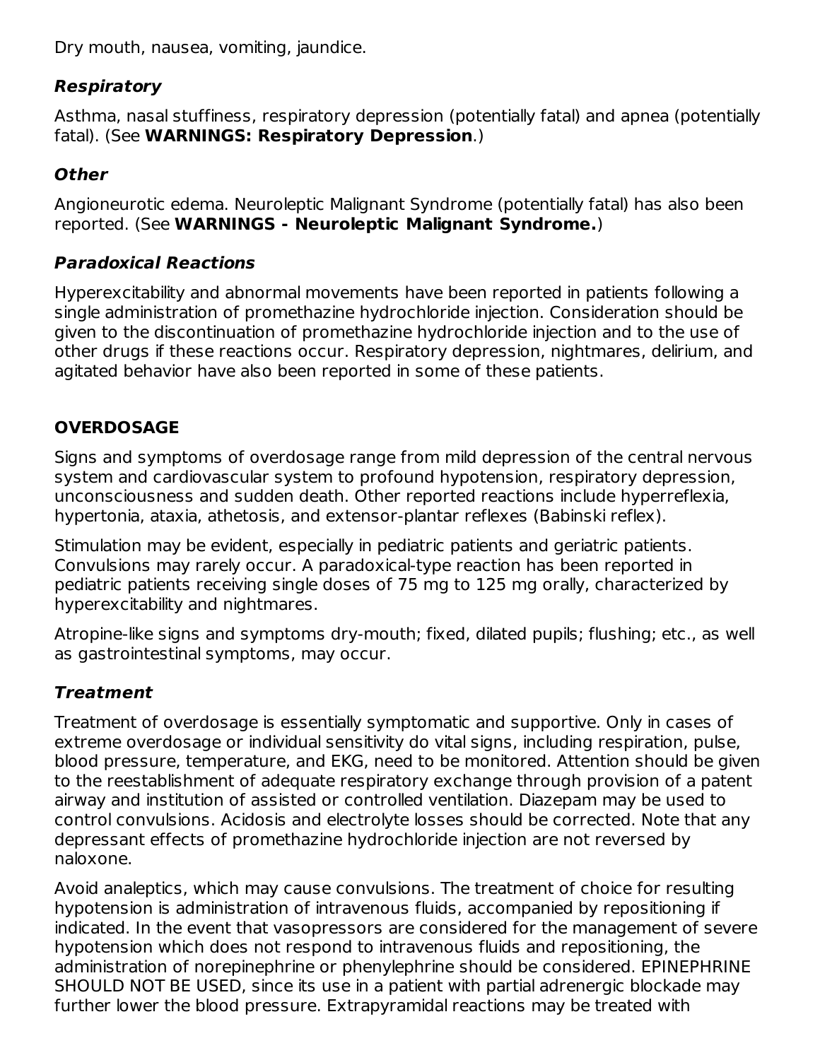Dry mouth, nausea, vomiting, jaundice.

### ***Respiratory***

Asthma, nasal stuffiness, respiratory depression (potentially fatal) and apnea (potentially fatal). (See **WARNINGS: Respiratory Depression**.)

### ***Other***

Angioneurotic edema. Neuroleptic Malignant Syndrome (potentially fatal) has also been reported. (See **WARNINGS - Neuroleptic Malignant Syndrome.**)

### ***Paradoxical Reactions***

Hyperexcitability and abnormal movements have been reported in patients following a single administration of promethazine hydrochloride injection. Consideration should be given to the discontinuation of promethazine hydrochloride injection and to the use of other drugs if these reactions occur. Respiratory depression, nightmares, delirium, and agitated behavior have also been reported in some of these patients.

## **OVERDOSAGE**

Signs and symptoms of overdosage range from mild depression of the central nervous system and cardiovascular system to profound hypotension, respiratory depression, unconsciousness and sudden death. Other reported reactions include hyperreflexia, hypertonia, ataxia, athetosis, and extensor-plantar reflexes (Babinski reflex).

Stimulation may be evident, especially in pediatric patients and geriatric patients. Convulsions may rarely occur. A paradoxical-type reaction has been reported in pediatric patients receiving single doses of 75 mg to 125 mg orally, characterized by hyperexcitability and nightmares.

Atropine-like signs and symptoms dry-mouth; fixed, dilated pupils; flushing; etc., as well as gastrointestinal symptoms, may occur.

### ***Treatment***

Treatment of overdosage is essentially symptomatic and supportive. Only in cases of extreme overdosage or individual sensitivity do vital signs, including respiration, pulse, blood pressure, temperature, and EKG, need to be monitored. Attention should be given to the reestablishment of adequate respiratory exchange through provision of a patent airway and institution of assisted or controlled ventilation. Diazepam may be used to control convulsions. Acidosis and electrolyte losses should be corrected. Note that any depressant effects of promethazine hydrochloride injection are not reversed by naloxone.

Avoid analeptics, which may cause convulsions. The treatment of choice for resulting hypotension is administration of intravenous fluids, accompanied by repositioning if indicated. In the event that vasopressors are considered for the management of severe hypotension which does not respond to intravenous fluids and repositioning, the administration of norepinephrine or phenylephrine should be considered. EPINEPHRINE SHOULD NOT BE USED, since its use in a patient with partial adrenergic blockade may further lower the blood pressure. Extrapyramidal reactions may be treated with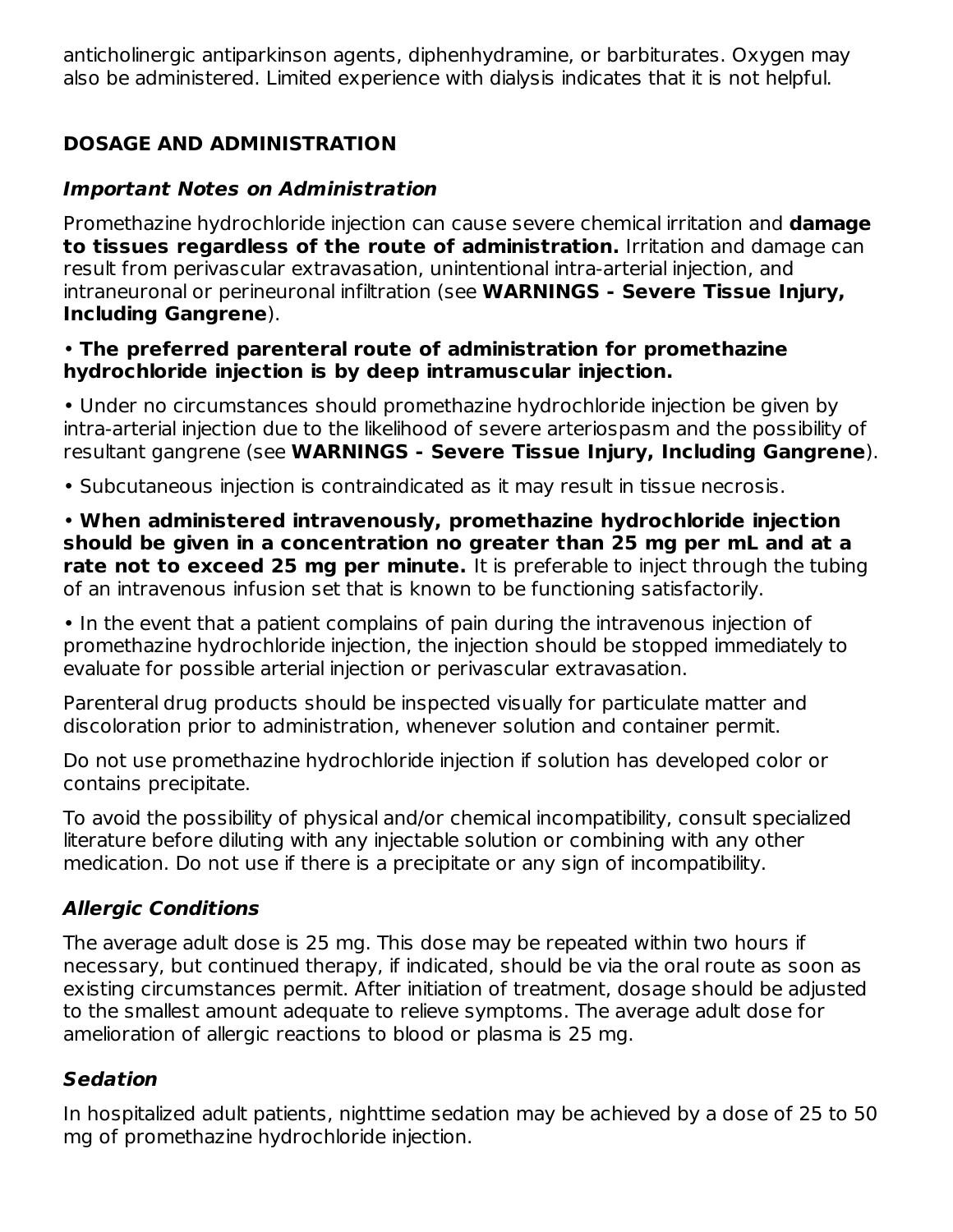anticholinergic antiparkinson agents, diphenhydramine, or barbiturates. Oxygen may also be administered. Limited experience with dialysis indicates that it is not helpful.

## DOSAGE AND ADMINISTRATION

### *Important Notes on Administration*

Promethazine hydrochloride injection can cause severe chemical irritation and **damage to tissues regardless of the route of administration.** Irritation and damage can result from perivascular extravasation, unintentional intra-arterial injection, and intraneuronal or perineuronal infiltration (see **WARNINGS - Severe Tissue Injury, Including Gangrene**).

- **The preferred parenteral route of administration for promethazine hydrochloride injection is by deep intramuscular injection.**
- Under no circumstances should promethazine hydrochloride injection be given by intra-arterial injection due to the likelihood of severe arteriospasm and the possibility of resultant gangrene (see **WARNINGS - Severe Tissue Injury, Including Gangrene**).
- Subcutaneous injection is contraindicated as it may result in tissue necrosis.
- **When administered intravenously, promethazine hydrochloride injection should be given in a concentration no greater than 25 mg per mL and at a rate not to exceed 25 mg per minute.** It is preferable to inject through the tubing of an intravenous infusion set that is known to be functioning satisfactorily.
- In the event that a patient complains of pain during the intravenous injection of promethazine hydrochloride injection, the injection should be stopped immediately to evaluate for possible arterial injection or perivascular extravasation.

Parenteral drug products should be inspected visually for particulate matter and discoloration prior to administration, whenever solution and container permit.

Do not use promethazine hydrochloride injection if solution has developed color or contains precipitate.

To avoid the possibility of physical and/or chemical incompatibility, consult specialized literature before diluting with any injectable solution or combining with any other medication. Do not use if there is a precipitate or any sign of incompatibility.

### *Allergic Conditions*

The average adult dose is 25 mg. This dose may be repeated within two hours if necessary, but continued therapy, if indicated, should be via the oral route as soon as existing circumstances permit. After initiation of treatment, dosage should be adjusted to the smallest amount adequate to relieve symptoms. The average adult dose for amelioration of allergic reactions to blood or plasma is 25 mg.

### *Sedation*

In hospitalized adult patients, nighttime sedation may be achieved by a dose of 25 to 50 mg of promethazine hydrochloride injection.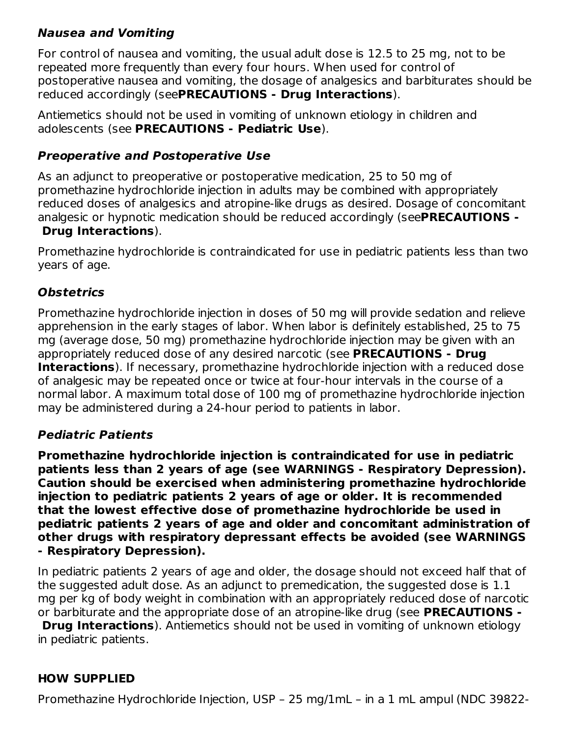### ***Nausea and Vomiting***

For control of nausea and vomiting, the usual adult dose is 12.5 to 25 mg, not to be repeated more frequently than every four hours. When used for control of postoperative nausea and vomiting, the dosage of analgesics and barbiturates should be reduced accordingly (see**PRECAUTIONS - Drug Interactions**).

Antiemetics should not be used in vomiting of unknown etiology in children and adolescents (see **PRECAUTIONS - Pediatric Use**).

### ***Preoperative and Postoperative Use***

As an adjunct to preoperative or postoperative medication, 25 to 50 mg of promethazine hydrochloride injection in adults may be combined with appropriately reduced doses of analgesics and atropine-like drugs as desired. Dosage of concomitant analgesic or hypnotic medication should be reduced accordingly (see**PRECAUTIONS - Drug Interactions**).

Promethazine hydrochloride is contraindicated for use in pediatric patients less than two years of age.

### ***Obstetrics***

Promethazine hydrochloride injection in doses of 50 mg will provide sedation and relieve apprehension in the early stages of labor. When labor is definitely established, 25 to 75 mg (average dose, 50 mg) promethazine hydrochloride injection may be given with an appropriately reduced dose of any desired narcotic (see **PRECAUTIONS - Drug Interactions**). If necessary, promethazine hydrochloride injection with a reduced dose of analgesic may be repeated once or twice at four-hour intervals in the course of a normal labor. A maximum total dose of 100 mg of promethazine hydrochloride injection may be administered during a 24-hour period to patients in labor.

### ***Pediatric Patients***

**Promethazine hydrochloride injection is contraindicated for use in pediatric patients less than 2 years of age (see WARNINGS - Respiratory Depression). Caution should be exercised when administering promethazine hydrochloride injection to pediatric patients 2 years of age or older. It is recommended that the lowest effective dose of promethazine hydrochloride be used in pediatric patients 2 years of age and older and concomitant administration of other drugs with respiratory depressant effects be avoided (see WARNINGS - Respiratory Depression).**

In pediatric patients 2 years of age and older, the dosage should not exceed half that of the suggested adult dose. As an adjunct to premedication, the suggested dose is 1.1 mg per kg of body weight in combination with an appropriately reduced dose of narcotic or barbiturate and the appropriate dose of an atropine-like drug (see **PRECAUTIONS - Drug Interactions**). Antiemetics should not be used in vomiting of unknown etiology in pediatric patients.

## HOW SUPPLIED

Promethazine Hydrochloride Injection, USP – 25 mg/1mL – in a 1 mL ampul (NDC 39822-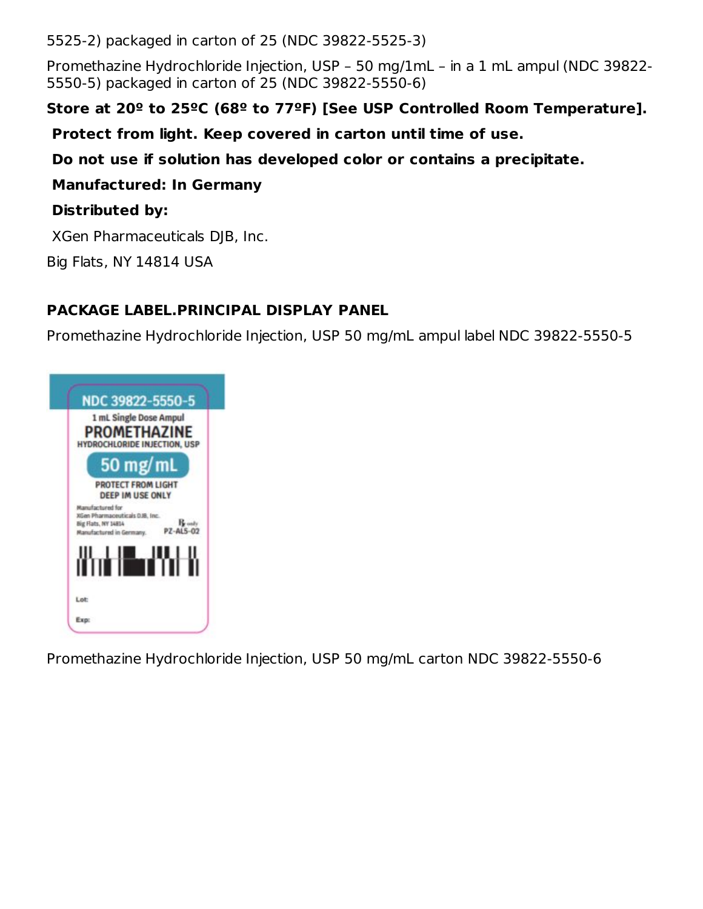5525-2) packaged in carton of 25 (NDC 39822-5525-3)

Promethazine Hydrochloride Injection, USP – 50 mg/1mL – in a 1 mL ampul (NDC 39822-5550-5) packaged in carton of 25 (NDC 39822-5550-6)

**Store at 20º to 25ºC (68º to 77ºF) [See USP Controlled Room Temperature].**

**Protect from light. Keep covered in carton until time of use.**

**Do not use if solution has developed color or contains a precipitate.**

**Manufactured: In Germany**

**Distributed by:**

XGen Pharmaceuticals DJB, Inc.

Big Flats, NY 14814 USA

## PACKAGE LABEL.PRINCIPAL DISPLAY PANEL

Promethazine Hydrochloride Injection, USP 50 mg/mL ampul label NDC 39822-5550-5

NDC 39822-5550-5
1 mL Single Dose Ampul
PROMETHAZINE
HYDROCHLORIDE INJECTION, USP
50 mg/mL
PROTECT FROM LIGHT
DEEP IM USE ONLY
Manufactured for
XGen Pharmaceuticals DJB, Inc.
Big Flats, NY 14814
Manufactured in Germany.
℞ only
PZ-AL5-02
Lot:
Exp:

Promethazine Hydrochloride Injection, USP 50 mg/mL carton NDC 39822-5550-6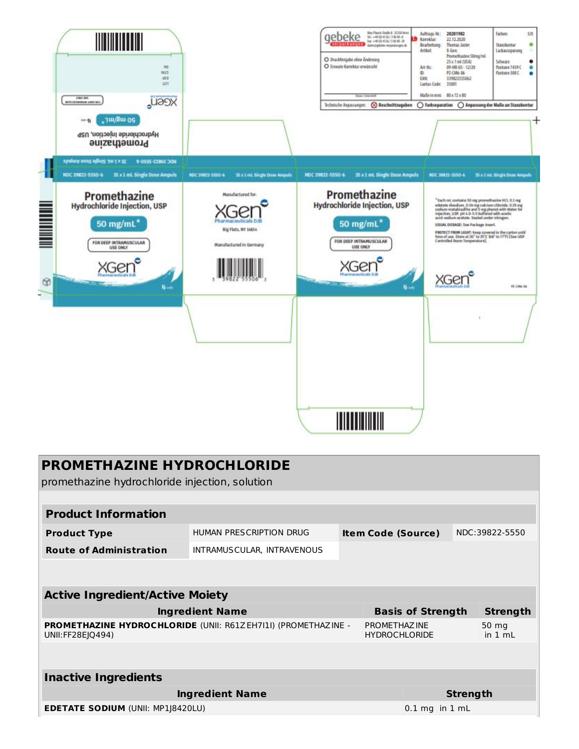NDC 39822-5550-6 25 x 1 mL Single Dose Ampuls

**Promethazine**
**Hydrochloride Injection, USP**

**50 mg/mL***

FOR DEEP INTRAMUSCULAR USE ONLY

XGen Pharmaceuticals DJB

℞ only

Manufactured for:
XGen Pharmaceuticals DJB
Big Flats, NY 14814

Manufactured in Germany

3 39822 55506 2

*Each mL contains 50 mg promethazine HCl, 0.1 mg edetate disodium, 0.04 mg calcium chloride, 0.25 mg sodium metabisulfite and 5 mg phenol with Water for Injection, USP. pH 4.0-5.5 buffered with acetic acid-sodium acetate. Sealed under nitrogen.

USUAL DOSAGE: See Package Insert.

PROTECT FROM LIGHT: Keep covered in the carton until time of use. Store at 20° to 25°C (68° to 77°F) [See USP Controlled Room Temperature].

PZ-CM6-06

gebeke verpackungen

Auftrags-Nr.: 20201982
Korrektur: 22.12.2020
Bearbeitung: Thomas Jaster
Artikel: X-Gen; Promethazine 50mg/ml 25 x 1 ml (USA)
Art-Nr.: 09-HR-03 - 12/20
ID: PZ-CM6-06
EAN: 339822555062
Laetus-Code: 35001
Maße in mm: 80 x 72 x 80

Farben: 3/0
Stanzkontur
Lackaussparung
Schwarz
Pantone 7459 C
Pantone 300 C

Druckfreigabe ohne Änderung
Erneute Korrektur erwünscht

Technische Anpassungen: Beschnittzugaben / Farbseparation / Anpassung der Maße an Stanzkontur

# PROMETHAZINE HYDROCHLORIDE

promethazine hydrochloride injection, solution

| **Product Information** | | | |
|---|---|---|---|
| **Product Type** | HUMAN PRESCRIPTION DRUG | **Item Code (Source)** | NDC:39822-5550 |
| **Route of Administration** | INTRAMUSCULAR, INTRAVENOUS | | |

| **Active Ingredient/Active Moiety** | | |
|---|---|---|
| **Ingredient Name** | **Basis of Strength** | **Strength** |
| **PROMETHAZINE HYDROCHLORIDE** (UNII: R61ZEH7I1I) (PROMETHAZINE - UNII:FF28EJQ494) | PROMETHAZINE HYDROCHLORIDE | 50 mg in 1 mL |

| **Inactive Ingredients** | |
|---|---|
| **Ingredient Name** | **Strength** |
| **EDETATE SODIUM** (UNII: MP1J8420LU) | 0.1 mg in 1 mL |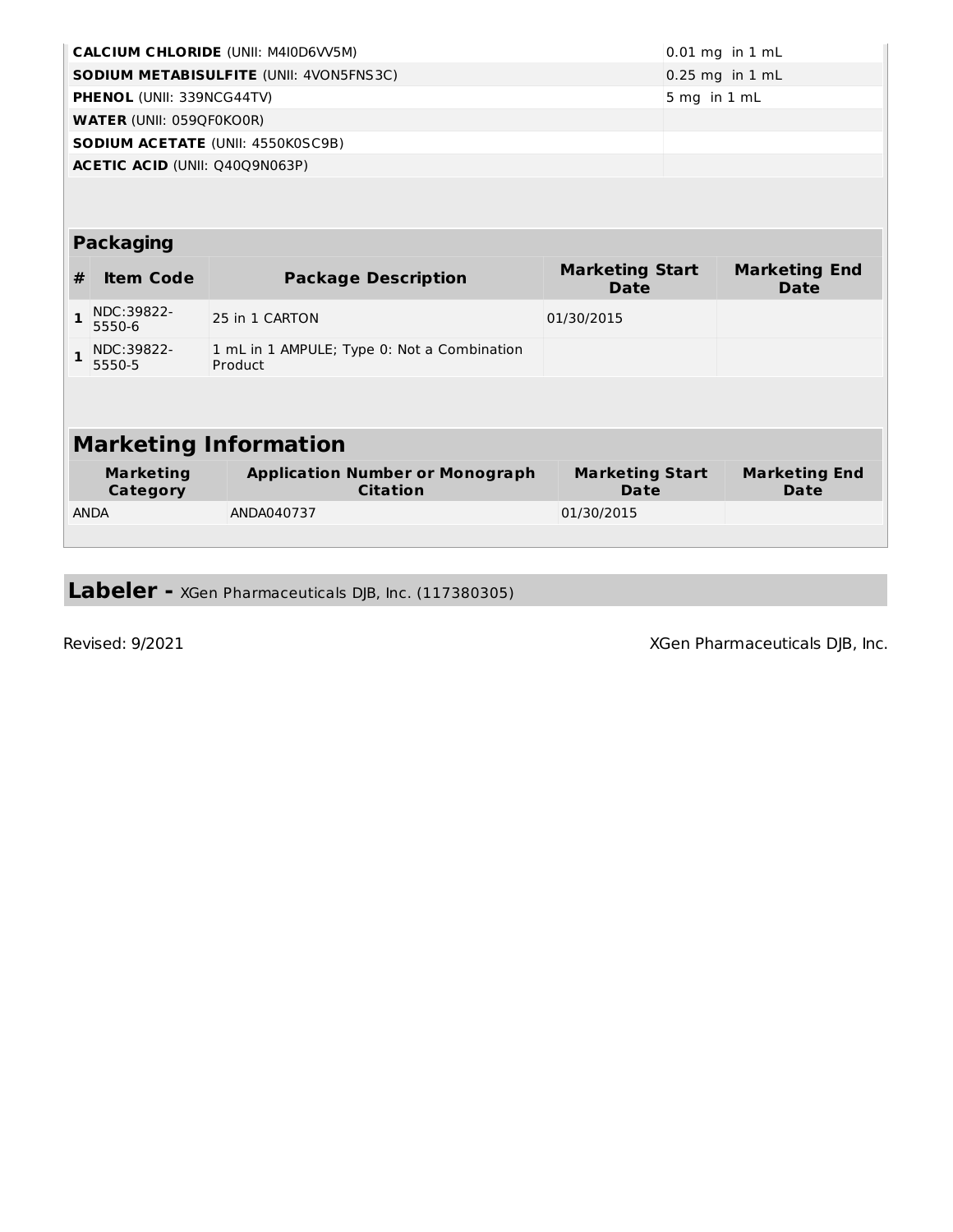| | |
|---|---|
| **CALCIUM CHLORIDE** (UNII: M4I0D6VV5M) | 0.01 mg in 1 mL |
| **SODIUM METABISULFITE** (UNII: 4VON5FNS3C) | 0.25 mg in 1 mL |
| **PHENOL** (UNII: 339NCG44TV) | 5 mg in 1 mL |
| **WATER** (UNII: 059QF0KO0R) | |
| **SODIUM ACETATE** (UNII: 4550K0SC9B) | |
| **ACETIC ACID** (UNII: Q40Q9N063P) | |

**Packaging**

| # | Item Code | Package Description | Marketing Start Date | Marketing End Date |
|---|---|---|---|---|
| 1 | NDC:39822-5550-6 | 25 in 1 CARTON | 01/30/2015 | |
| 1 | NDC:39822-5550-5 | 1 mL in 1 AMPULE; Type 0: Not a Combination Product | | |

## Marketing Information

| Marketing Category | Application Number or Monograph Citation | Marketing Start Date | Marketing End Date |
|---|---|---|---|
| ANDA | ANDA040737 | 01/30/2015 | |

## Labeler - XGen Pharmaceuticals DJB, Inc. (117380305)

Revised: 9/2021

XGen Pharmaceuticals DJB, Inc.